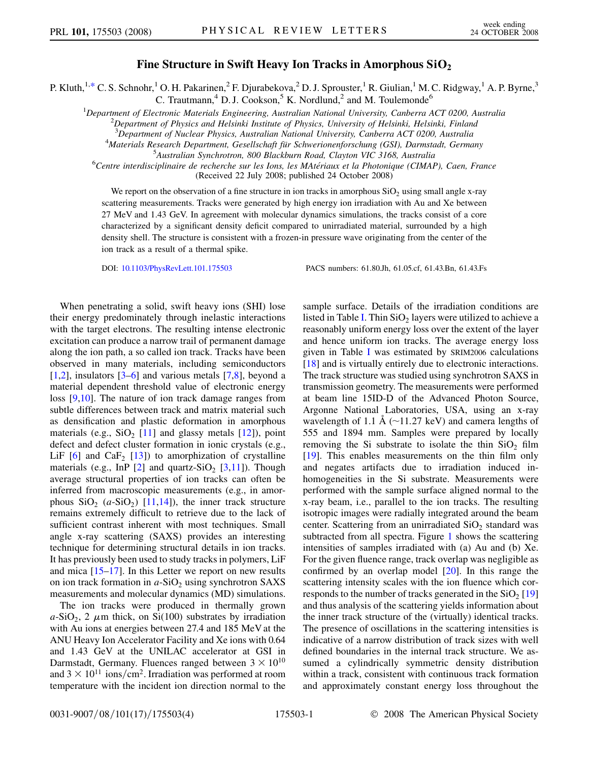# Fine Structure in Swift Heavy Ion Tracks in Amorphous $SiO_2$

P. Kluth,[1,*] C. S. Schnohr,[1] O. H. Pakarinen,[2] F. Djurabekova,[2] D. J. Sprouster,[1] R. Giulian,[1] M. C. Ridgway,[1] A. P. Byrne,[3] C. Trautmann,[4] D. J. Cookson,[5] K. Nordlund,[2] and M. Toulemonde[6]

[1]Department of Electronic Materials Engineering, Australian National University, Canberra ACT 0200, Australia
[2]Department of Physics and Helsinki Institute of Physics, University of Helsinki, Helsinki, Finland
[3]Department of Nuclear Physics, Australian National University, Canberra ACT 0200, Australia
[4]Materials Research Department, Gesellschaft für Schwerionenforschung (GSI), Darmstadt, Germany
[5]Australian Synchrotron, 800 Blackburn Road, Clayton VIC 3168, Australia
[6]Centre interdisciplinaire de recherche sur les Ions, les MAtériaux et la Photonique (CIMAP), Caen, France

(Received 22 July 2008; published 24 October 2008)

We report on the observation of a fine structure in ion tracks in amorphous $SiO_2$ using small angle x-ray scattering measurements. Tracks were generated by high energy ion irradiation with Au and Xe between 27 MeV and 1.43 GeV. In agreement with molecular dynamics simulations, the tracks consist of a core characterized by a significant density deficit compared to unirradiated material, surrounded by a high density shell. The structure is consistent with a frozen-in pressure wave originating from the center of the ion track as a result of a thermal spike.

DOI: 10.1103/PhysRevLett.101.175503 PACS numbers: 61.80.Jh, 61.05.cf, 61.43.Bn, 61.43.Fs

When penetrating a solid, swift heavy ions (SHI) lose their energy predominately through inelastic interactions with the target electrons. The resulting intense electronic excitation can produce a narrow trail of permanent damage along the ion path, a so called ion track. Tracks have been observed in many materials, including semiconductors [1,2], insulators [3–6] and various metals [7,8], beyond a material dependent threshold value of electronic energy loss [9,10]. The nature of ion track damage ranges from subtle differences between track and matrix material such as densification and plastic deformation in amorphous materials (e.g., $SiO_2$ [11] and glassy metals [12]), point defect and defect cluster formation in ionic crystals (e.g., LiF [6] and $CaF_2$ [13]) to amorphization of crystalline materials (e.g., InP [2] and quartz-$SiO_2$ [3,11]). Though average structural properties of ion tracks can often be inferred from macroscopic measurements (e.g., in amorphous $SiO_2$ ($a$-$SiO_2$) [11,14]), the inner track structure remains extremely difficult to retrieve due to the lack of sufficient contrast inherent with most techniques. Small angle x-ray scattering (SAXS) provides an interesting technique for determining structural details in ion tracks. It has previously been used to study tracks in polymers, LiF and mica [15–17]. In this Letter we report on new results on ion track formation in $a$-$SiO_2$ using synchrotron SAXS measurements and molecular dynamics (MD) simulations.

The ion tracks were produced in thermally grown $a$-$SiO_2$, 2 $\mu$m thick, on Si(100) substrates by irradiation with Au ions at energies between 27.4 and 185 MeV at the ANU Heavy Ion Accelerator Facility and Xe ions with 0.64 and 1.43 GeV at the UNILAC accelerator at GSI in Darmstadt, Germany. Fluences ranged between $3 \times 10^{10}$ and $3 \times 10^{11}$ ions/cm$^2$. Irradiation was performed at room temperature with the incident ion direction normal to the sample surface. Details of the irradiation conditions are listed in Table I. Thin $SiO_2$ layers were utilized to achieve a reasonably uniform energy loss over the extent of the layer and hence uniform ion tracks. The average energy loss given in Table I was estimated by SRIM2006 calculations [18] and is virtually entirely due to electronic interactions. The track structure was studied using synchrotron SAXS in transmission geometry. The measurements were performed at beam line 15ID-D of the Advanced Photon Source, Argonne National Laboratories, USA, using an x-ray wavelength of 1.1 Å (~11.27 keV) and camera lengths of 555 and 1894 mm. Samples were prepared by locally removing the Si substrate to isolate the thin $SiO_2$ film [19]. This enables measurements on the thin film only and negates artifacts due to irradiation induced inhomogeneities in the Si substrate. Measurements were performed with the sample surface aligned normal to the x-ray beam, i.e., parallel to the ion tracks. The resulting isotropic images were radially integrated around the beam center. Scattering from an unirradiated $SiO_2$ standard was subtracted from all spectra. Figure 1 shows the scattering intensities of samples irradiated with (a) Au and (b) Xe. For the given fluence range, track overlap was negligible as confirmed by an overlap model [20]. In this range the scattering intensity scales with the ion fluence which corresponds to the number of tracks generated in the $SiO_2$ [19] and thus analysis of the scattering yields information about the inner track structure of the (virtually) identical tracks. The presence of oscillations in the scattering intensities is indicative of a narrow distribution of track sizes with well defined boundaries in the internal track structure. We assumed a cylindrically symmetric density distribution within a track, consistent with continuous track formation and approximately constant energy loss throughout the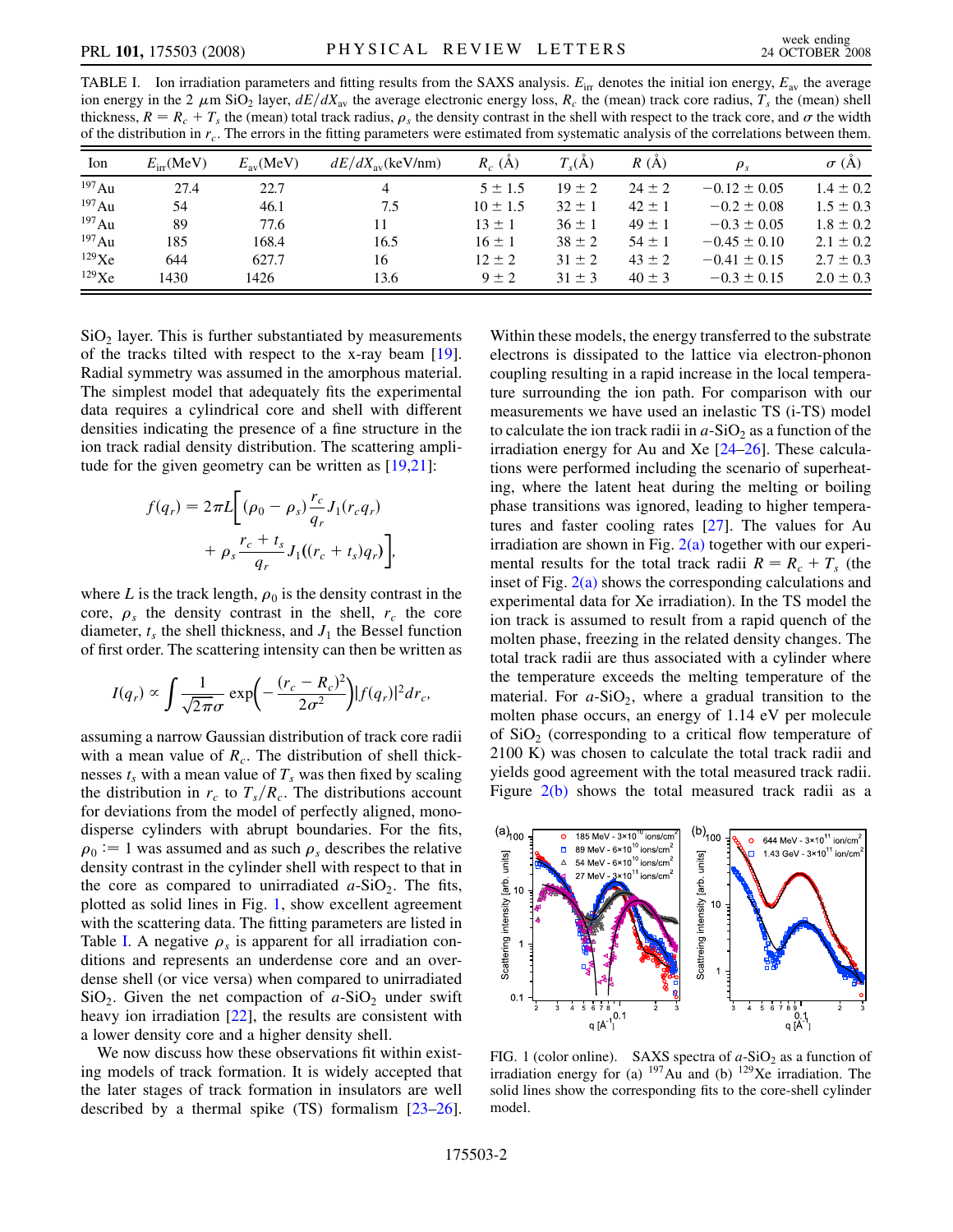TABLE I. Ion irradiation parameters and fitting results from the SAXS analysis. $E_{irr}$ denotes the initial ion energy, $E_{av}$ the average ion energy in the 2 $\mu$m $SiO_2$ layer, $dE/dX_{av}$ the average electronic energy loss, $R_c$ the (mean) track core radius, $T_s$ the (mean) shell thickness, $R = R_c + T_s$ the (mean) total track radius, $\rho_s$ the density contrast in the shell with respect to the track core, and $\sigma$ the width of the distribution in $r_c$. The errors in the fitting parameters were estimated from systematic analysis of the correlations between them.

| Ion | $E_{irr}$(MeV) | $E_{av}$(MeV) | $dE/dX_{av}$(keV/nm) | $R_c$ (Å) | $T_s$(Å) | $R$ (Å) | $\rho_s$ | $\sigma$ (Å) |
|---|---|---|---|---|---|---|---|---|
| $^{197}$Au | 27.4 | 22.7 | 4 | $5 \pm 1.5$ | $19 \pm 2$ | $24 \pm 2$ | $-0.12 \pm 0.05$ | $1.4 \pm 0.2$ |
| $^{197}$Au | 54 | 46.1 | 7.5 | $10 \pm 1.5$ | $32 \pm 1$ | $42 \pm 1$ | $-0.2 \pm 0.08$ | $1.5 \pm 0.3$ |
| $^{197}$Au | 89 | 77.6 | 11 | $13 \pm 1$ | $36 \pm 1$ | $49 \pm 1$ | $-0.3 \pm 0.05$ | $1.8 \pm 0.2$ |
| $^{197}$Au | 185 | 168.4 | 16.5 | $16 \pm 1$ | $38 \pm 2$ | $54 \pm 1$ | $-0.45 \pm 0.10$ | $2.1 \pm 0.2$ |
| $^{129}$Xe | 644 | 627.7 | 16 | $12 \pm 2$ | $31 \pm 2$ | $43 \pm 2$ | $-0.41 \pm 0.15$ | $2.7 \pm 0.3$ |
| $^{129}$Xe | 1430 | 1426 | 13.6 | $9 \pm 2$ | $31 \pm 3$ | $40 \pm 3$ | $-0.3 \pm 0.15$ | $2.0 \pm 0.3$ |

$SiO_2$ layer. This is further substantiated by measurements of the tracks tilted with respect to the x-ray beam [19]. Radial symmetry was assumed in the amorphous material. The simplest model that adequately fits the experimental data requires a cylindrical core and shell with different densities indicating the presence of a fine structure in the ion track radial density distribution. The scattering amplitude for the given geometry can be written as [19,21]:

$$f(q_r) = 2\pi L\left[(\rho_0 - \rho_s)\frac{r_c}{q_r}J_1(r_c q_r) + \rho_s\frac{r_c + t_s}{q_r}J_1((r_c + t_s)q_r)\right],$$

where $L$ is the track length, $\rho_0$ is the density contrast in the core, $\rho_s$ the density contrast in the shell, $r_c$ the core diameter, $t_s$ the shell thickness, and $J_1$ the Bessel function of first order. The scattering intensity can then be written as

$$I(q_r) \propto \int \frac{1}{\sqrt{2\pi}\sigma}\exp\left(-\frac{(r_c - R_c)^2}{2\sigma^2}\right)|f(q_r)|^2 dr_c,$$

assuming a narrow Gaussian distribution of track core radii with a mean value of $R_c$. The distribution of shell thicknesses $t_s$ with a mean value of $T_s$ was then fixed by scaling the distribution in $r_c$ to $T_s/R_c$. The distributions account for deviations from the model of perfectly aligned, monodisperse cylinders with abrupt boundaries. For the fits, $\rho_0 := 1$ was assumed and as such $\rho_s$ describes the relative density contrast in the cylinder shell with respect to that in the core as compared to unirradiated $a$-$SiO_2$. The fits, plotted as solid lines in Fig. 1, show excellent agreement with the scattering data. The fitting parameters are listed in Table I. A negative $\rho_s$ is apparent for all irradiation conditions and represents an underdense core and an overdense shell (or vice versa) when compared to unirradiated $SiO_2$. Given the net compaction of $a$-$SiO_2$ under swift heavy ion irradiation [22], the results are consistent with a lower density core and a higher density shell.

We now discuss how these observations fit within existing models of track formation. It is widely accepted that the later stages of track formation in insulators are well described by a thermal spike (TS) formalism [23–26]. Within these models, the energy transferred to the substrate electrons is dissipated to the lattice via electron-phonon coupling resulting in a rapid increase in the local temperature surrounding the ion path. For comparison with our measurements we have used an inelastic TS (i-TS) model to calculate the ion track radii in $a$-$SiO_2$ as a function of the irradiation energy for Au and Xe [24–26]. These calculations were performed including the scenario of superheating, where the latent heat during the melting or boiling phase transitions was ignored, leading to higher temperatures and faster cooling rates [27]. The values for Au irradiation are shown in Fig. 2(a) together with our experimental results for the total track radii $R = R_c + T_s$ (the inset of Fig. 2(a) shows the corresponding calculations and experimental data for Xe irradiation). In the TS model the ion track is assumed to result from a rapid quench of the molten phase, freezing in the related density changes. The total track radii are thus associated with a cylinder where the temperature exceeds the melting temperature of the material. For $a$-$SiO_2$, where a gradual transition to the molten phase occurs, an energy of 1.14 eV per molecule of $SiO_2$ (corresponding to a critical flow temperature of 2100 K) was chosen to calculate the total track radii and yields good agreement with the total measured track radii. Figure 2(b) shows the total measured track radii as a

FIG. 1 (color online). SAXS spectra of $a$-$SiO_2$ as a function of irradiation energy for (a) $^{197}$Au and (b) $^{129}$Xe irradiation. The solid lines show the corresponding fits to the core-shell cylinder model.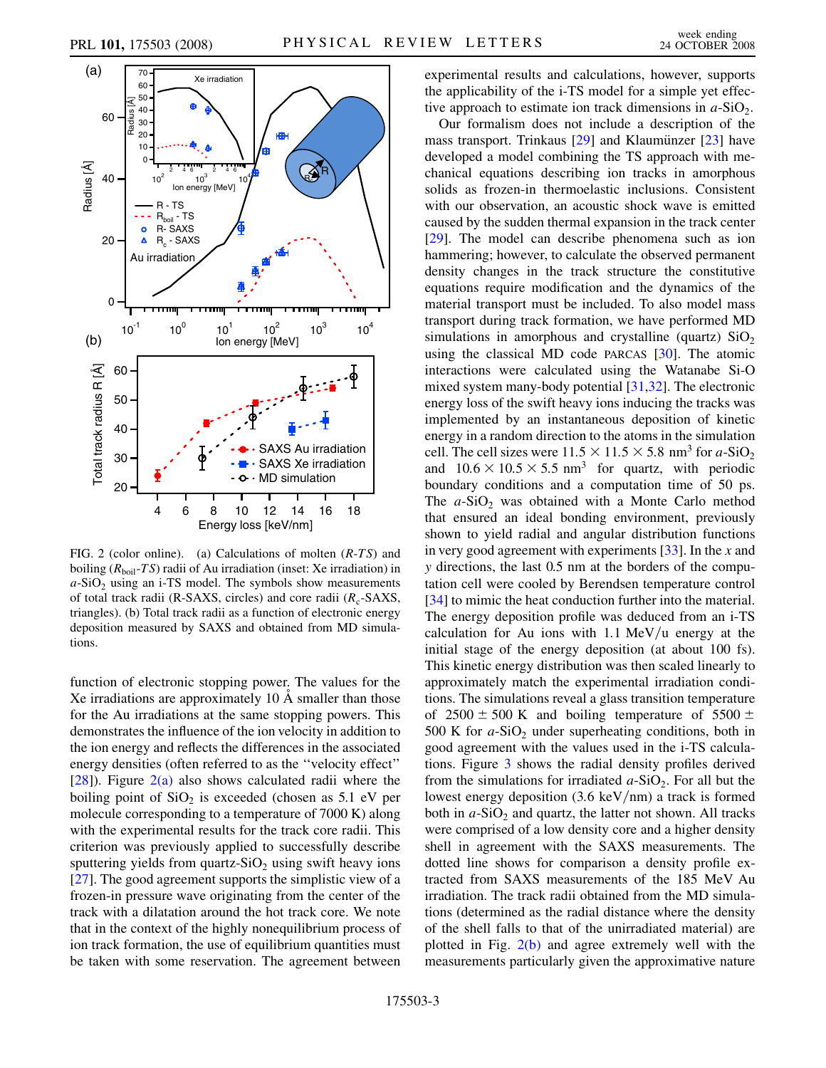FIG. 2 (color online). (a) Calculations of molten ($R$-$TS$) and boiling ($R_{\rm boil}$-$TS$) radii of Au irradiation (inset: Xe irradiation) in $a$-$SiO_2$ using an i-TS model. The symbols show measurements of total track radii (R-SAXS, circles) and core radii ($R_c$-SAXS, triangles). (b) Total track radii as a function of electronic energy deposition measured by SAXS and obtained from MD simulations.

function of electronic stopping power. The values for the Xe irradiations are approximately 10 Å smaller than those for the Au irradiations at the same stopping powers. This demonstrates the influence of the ion velocity in addition to the ion energy and reflects the differences in the associated energy densities (often referred to as the "velocity effect" [28]). Figure 2(a) also shows calculated radii where the boiling point of $SiO_2$ is exceeded (chosen as 5.1 eV per molecule corresponding to a temperature of 7000 K) along with the experimental results for the track core radii. This criterion was previously applied to successfully describe sputtering yields from quartz-$SiO_2$ using swift heavy ions [27]. The good agreement supports the simplistic view of a frozen-in pressure wave originating from the center of the track with a dilatation around the hot track core. We note that in the context of the highly nonequilibrium process of ion track formation, the use of equilibrium quantities must be taken with some reservation. The agreement between experimental results and calculations, however, supports the applicability of the i-TS model for a simple yet effective approach to estimate ion track dimensions in $a$-$SiO_2$.

Our formalism does not include a description of the mass transport. Trinkaus [29] and Klaumünzer [23] have developed a model combining the TS approach with mechanical equations describing ion tracks in amorphous solids as frozen-in thermoelastic inclusions. Consistent with our observation, an acoustic shock wave is emitted caused by the sudden thermal expansion in the track center [29]. The model can describe phenomena such as ion hammering; however, to calculate the observed permanent density changes in the track structure the constitutive equations require modification and the dynamics of the material transport must be included. To also model mass transport during track formation, we have performed MD simulations in amorphous and crystalline (quartz) $SiO_2$ using the classical MD code PARCAS [30]. The atomic interactions were calculated using the Watanabe Si-O mixed system many-body potential [31,32]. The electronic energy loss of the swift heavy ions inducing the tracks was implemented by an instantaneous deposition of kinetic energy in a random direction to the atoms in the simulation cell. The cell sizes were $11.5 \times 11.5 \times 5.8$ nm$^3$ for $a$-$SiO_2$ and $10.6 \times 10.5 \times 5.5$ nm$^3$ for quartz, with periodic boundary conditions and a computation time of 50 ps. The $a$-$SiO_2$ was obtained with a Monte Carlo method that ensured an ideal bonding environment, previously shown to yield radial and angular distribution functions in very good agreement with experiments [33]. In the $x$ and $y$ directions, the last 0.5 nm at the borders of the computation cell were cooled by Berendsen temperature control [34] to mimic the heat conduction further into the material. The energy deposition profile was deduced from an i-TS calculation for Au ions with 1.1 MeV/u energy at the initial stage of the energy deposition (at about 100 fs). This kinetic energy distribution was then scaled linearly to approximately match the experimental irradiation conditions. The simulations reveal a glass transition temperature of $2500 \pm 500$ K and boiling temperature of $5500 \pm 500$ K for $a$-$SiO_2$ under superheating conditions, both in good agreement with the values used in the i-TS calculations. Figure 3 shows the radial density profiles derived from the simulations for irradiated $a$-$SiO_2$. For all but the lowest energy deposition (3.6 keV/nm) a track is formed both in $a$-$SiO_2$ and quartz, the latter not shown. All tracks were comprised of a low density core and a higher density shell in agreement with the SAXS measurements. The dotted line shows for comparison a density profile extracted from SAXS measurements of the 185 MeV Au irradiation. The track radii obtained from the MD simulations (determined as the radial distance where the density of the shell falls to that of the unirradiated material) are plotted in Fig. 2(b) and agree extremely well with the measurements particularly given the approximative nature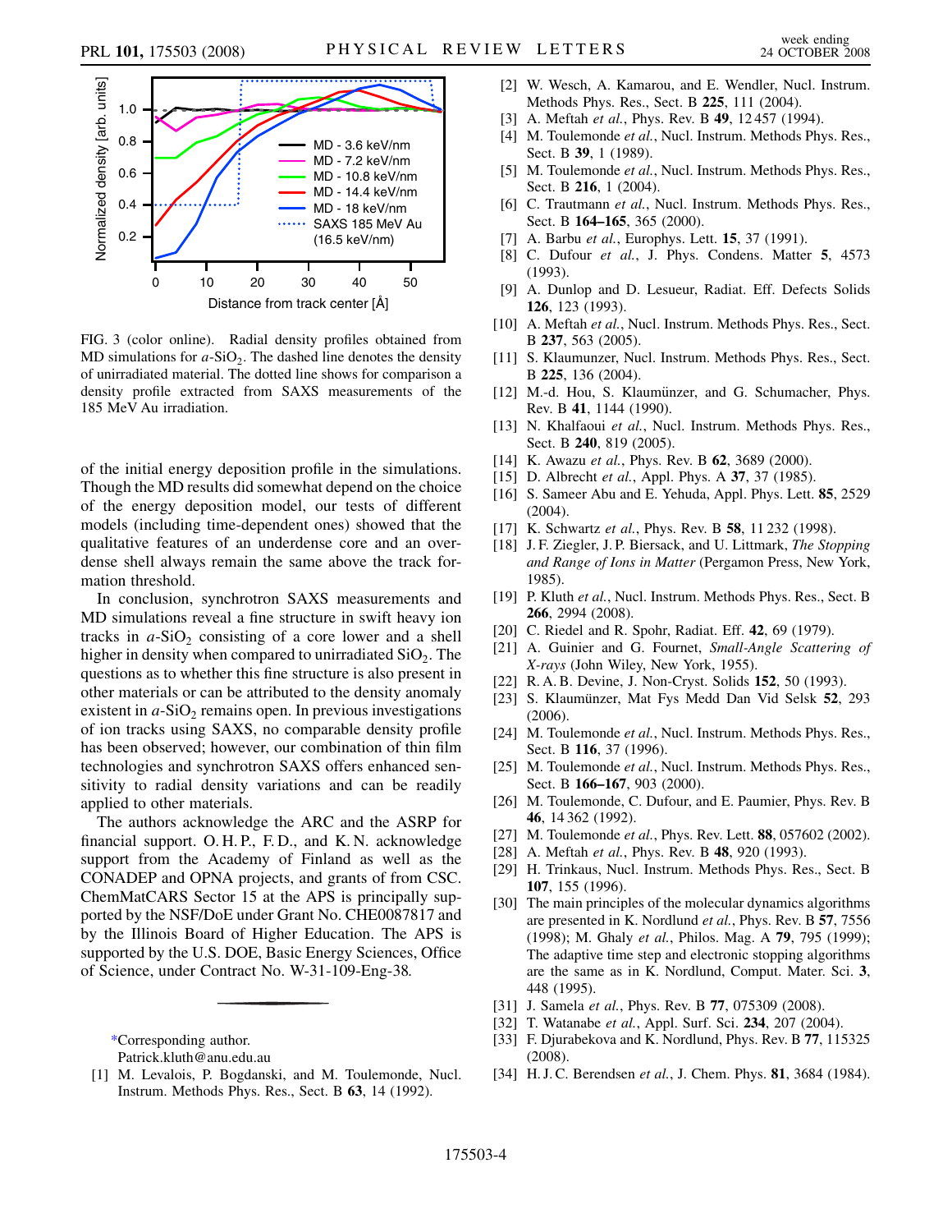Normalized density [arb. units]

1.0
0.8
0.6
0.4
0.2

0
10
20
30
40
50

Distance from track center [Å]

MD - 3.6 keV/nm
MD - 7.2 keV/nm
MD - 10.8 keV/nm
MD - 14.4 keV/nm
MD - 18 keV/nm
SAXS 185 MeV Au (16.5 keV/nm)

FIG. 3 (color online). Radial density profiles obtained from MD simulations for $a$-$SiO_2$. The dashed line denotes the density of unirradiated material. The dotted line shows for comparison a density profile extracted from SAXS measurements of the 185 MeV Au irradiation.

of the initial energy deposition profile in the simulations. Though the MD results did somewhat depend on the choice of the energy deposition model, our tests of different models (including time-dependent ones) showed that the qualitative features of an underdense core and an overdense shell always remain the same above the track formation threshold.

In conclusion, synchrotron SAXS measurements and MD simulations reveal a fine structure in swift heavy ion tracks in $a$-$SiO_2$ consisting of a core lower and a shell higher in density when compared to unirradiated $SiO_2$. The questions as to whether this fine structure is also present in other materials or can be attributed to the density anomaly existent in $a$-$SiO_2$ remains open. In previous investigations of ion tracks using SAXS, no comparable density profile has been observed; however, our combination of thin film technologies and synchrotron SAXS offers enhanced sensitivity to radial density variations and can be readily applied to other materials.

The authors acknowledge the ARC and the ASRP for financial support. O. H. P., F. D., and K. N. acknowledge support from the Academy of Finland as well as the CONADEP and OPNA projects, and grants of from CSC. ChemMatCARS Sector 15 at the APS is principally supported by the NSF/DoE under Grant No. CHE0087817 and by the Illinois Board of Higher Education. The APS is supported by the U.S. DOE, Basic Energy Sciences, Office of Science, under Contract No. W-31-109-Eng-38.

*Corresponding author.
Patrick.kluth@anu.edu.au

[1] M. Levalois, P. Bogdanski, and M. Toulemonde, Nucl. Instrum. Methods Phys. Res., Sect. B **63**, 14 (1992).
[2] W. Wesch, A. Kamarou, and E. Wendler, Nucl. Instrum. Methods Phys. Res., Sect. B **225**, 111 (2004).
[3] A. Meftah *et al.*, Phys. Rev. B **49**, 12 457 (1994).
[4] M. Toulemonde *et al.*, Nucl. Instrum. Methods Phys. Res., Sect. B **39**, 1 (1989).
[5] M. Toulemonde *et al.*, Nucl. Instrum. Methods Phys. Res., Sect. B **216**, 1 (2004).
[6] C. Trautmann *et al.*, Nucl. Instrum. Methods Phys. Res., Sect. B **164–165**, 365 (2000).
[7] A. Barbu *et al.*, Europhys. Lett. **15**, 37 (1991).
[8] C. Dufour *et al.*, J. Phys. Condens. Matter **5**, 4573 (1993).
[9] A. Dunlop and D. Lesueur, Radiat. Eff. Defects Solids **126**, 123 (1993).
[10] A. Meftah *et al.*, Nucl. Instrum. Methods Phys. Res., Sect. B **237**, 563 (2005).
[11] S. Klaumunzer, Nucl. Instrum. Methods Phys. Res., Sect. B **225**, 136 (2004).
[12] M.-d. Hou, S. Klaumünzer, and G. Schumacher, Phys. Rev. B **41**, 1144 (1990).
[13] N. Khalfaoui *et al.*, Nucl. Instrum. Methods Phys. Res., Sect. B **240**, 819 (2005).
[14] K. Awazu *et al.*, Phys. Rev. B **62**, 3689 (2000).
[15] D. Albrecht *et al.*, Appl. Phys. A **37**, 37 (1985).
[16] S. Sameer Abu and E. Yehuda, Appl. Phys. Lett. **85**, 2529 (2004).
[17] K. Schwartz *et al.*, Phys. Rev. B **58**, 11 232 (1998).
[18] J. F. Ziegler, J. P. Biersack, and U. Littmark, *The Stopping and Range of Ions in Matter* (Pergamon Press, New York, 1985).
[19] P. Kluth *et al.*, Nucl. Instrum. Methods Phys. Res., Sect. B **266**, 2994 (2008).
[20] C. Riedel and R. Spohr, Radiat. Eff. **42**, 69 (1979).
[21] A. Guinier and G. Fournet, *Small-Angle Scattering of X-rays* (John Wiley, New York, 1955).
[22] R. A. B. Devine, J. Non-Cryst. Solids **152**, 50 (1993).
[23] S. Klaumünzer, Mat Fys Medd Dan Vid Selsk **52**, 293 (2006).
[24] M. Toulemonde *et al.*, Nucl. Instrum. Methods Phys. Res., Sect. B **116**, 37 (1996).
[25] M. Toulemonde *et al.*, Nucl. Instrum. Methods Phys. Res., Sect. B **166–167**, 903 (2000).
[26] M. Toulemonde, C. Dufour, and E. Paumier, Phys. Rev. B **46**, 14 362 (1992).
[27] M. Toulemonde *et al.*, Phys. Rev. Lett. **88**, 057602 (2002).
[28] A. Meftah *et al.*, Phys. Rev. B **48**, 920 (1993).
[29] H. Trinkaus, Nucl. Instrum. Methods Phys. Res., Sect. B **107**, 155 (1996).
[30] The main principles of the molecular dynamics algorithms are presented in K. Nordlund *et al.*, Phys. Rev. B **57**, 7556 (1998); M. Ghaly *et al.*, Philos. Mag. A **79**, 795 (1999); The adaptive time step and electronic stopping algorithms are the same as in K. Nordlund, Comput. Mater. Sci. **3**, 448 (1995).
[31] J. Samela *et al.*, Phys. Rev. B **77**, 075309 (2008).
[32] T. Watanabe *et al.*, Appl. Surf. Sci. **234**, 207 (2004).
[33] F. Djurabekova and K. Nordlund, Phys. Rev. B **77**, 115325 (2008).
[34] H. J. C. Berendsen *et al.*, J. Chem. Phys. **81**, 3684 (1984).